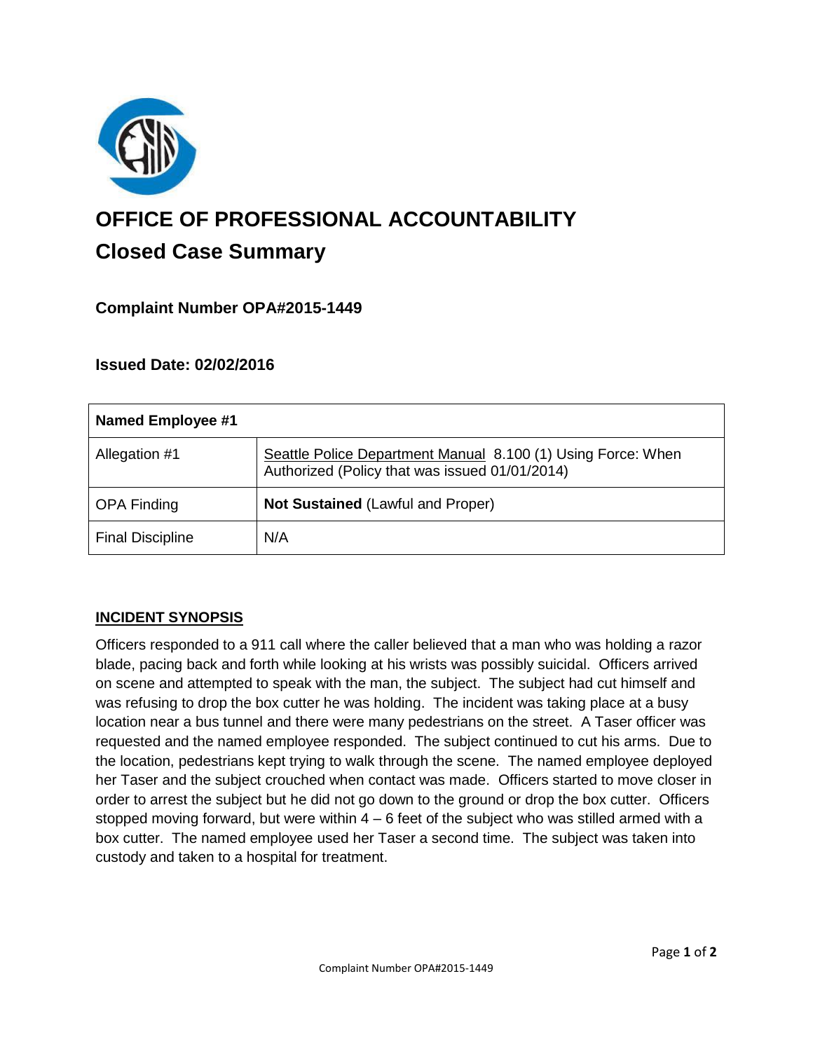# OFFICE OF PROFESSIONAL ACCOUNTABILITY

## Closed Case Summary

### Complaint Number OPA#2015-1449

### Issued Date: 02/02/2016

| Named Employee #1 | |
|---|---|
| Allegation #1 | Seattle Police Department Manual 8.100 (1) Using Force: When Authorized (Policy that was issued 01/01/2014) |
| OPA Finding | **Not Sustained** (Lawful and Proper) |
| Final Discipline | N/A |

### INCIDENT SYNOPSIS

Officers responded to a 911 call where the caller believed that a man who was holding a razor blade, pacing back and forth while looking at his wrists was possibly suicidal. Officers arrived on scene and attempted to speak with the man, the subject. The subject had cut himself and was refusing to drop the box cutter he was holding. The incident was taking place at a busy location near a bus tunnel and there were many pedestrians on the street. A Taser officer was requested and the named employee responded. The subject continued to cut his arms. Due to the location, pedestrians kept trying to walk through the scene. The named employee deployed her Taser and the subject crouched when contact was made. Officers started to move closer in order to arrest the subject but he did not go down to the ground or drop the box cutter. Officers stopped moving forward, but were within 4 – 6 feet of the subject who was stilled armed with a box cutter. The named employee used her Taser a second time. The subject was taken into custody and taken to a hospital for treatment.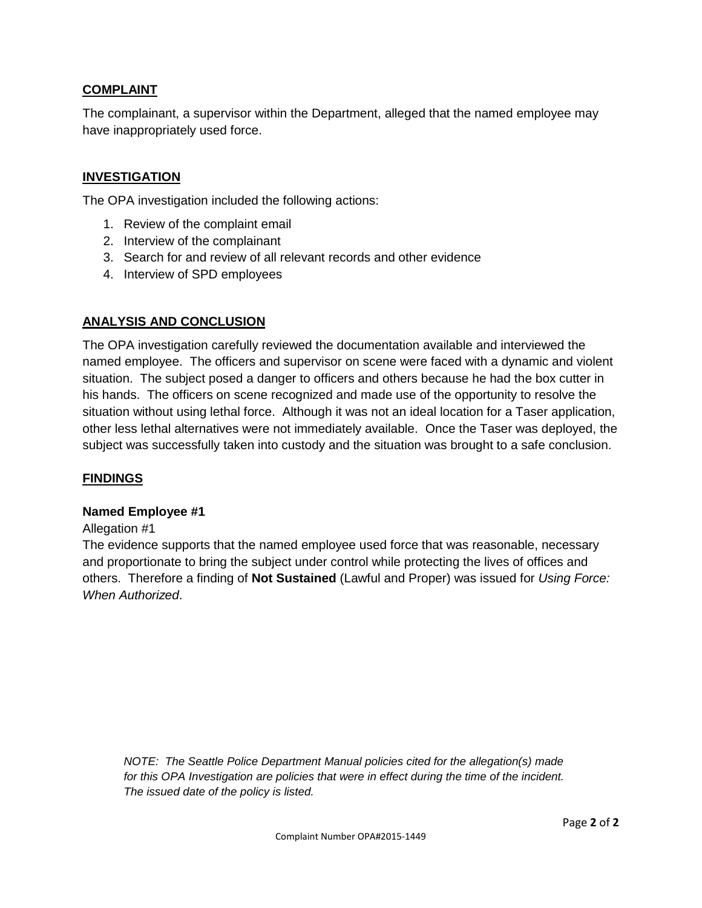## COMPLAINT

The complainant, a supervisor within the Department, alleged that the named employee may have inappropriately used force.

## INVESTIGATION

The OPA investigation included the following actions:

1. Review of the complaint email
2. Interview of the complainant
3. Search for and review of all relevant records and other evidence
4. Interview of SPD employees

## ANALYSIS AND CONCLUSION

The OPA investigation carefully reviewed the documentation available and interviewed the named employee. The officers and supervisor on scene were faced with a dynamic and violent situation. The subject posed a danger to officers and others because he had the box cutter in his hands. The officers on scene recognized and made use of the opportunity to resolve the situation without using lethal force. Although it was not an ideal location for a Taser application, other less lethal alternatives were not immediately available. Once the Taser was deployed, the subject was successfully taken into custody and the situation was brought to a safe conclusion.

## FINDINGS

**Named Employee #1**

Allegation #1

The evidence supports that the named employee used force that was reasonable, necessary and proportionate to bring the subject under control while protecting the lives of offices and others. Therefore a finding of **Not Sustained** (Lawful and Proper) was issued for *Using Force: When Authorized*.

*NOTE: The Seattle Police Department Manual policies cited for the allegation(s) made for this OPA Investigation are policies that were in effect during the time of the incident. The issued date of the policy is listed.*

Complaint Number OPA#2015-1449